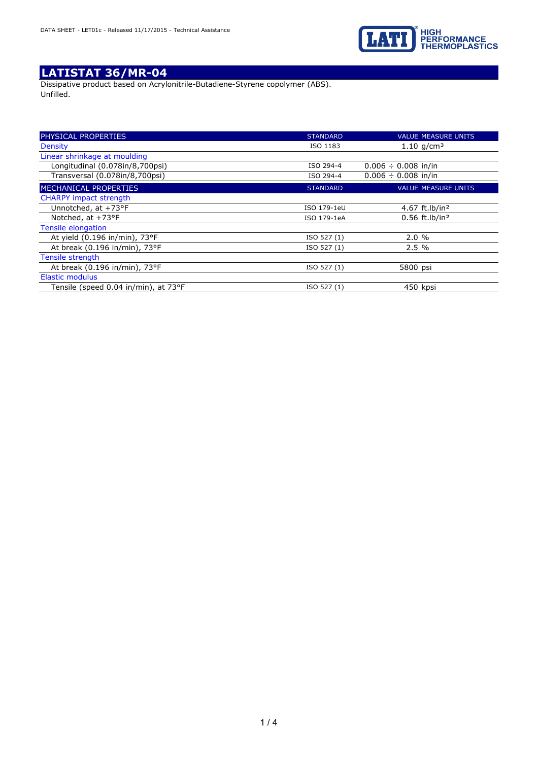DATA SHEET - LET01c - Released 11/17/2015 - Technical Assistance

# LATISTAT 36/MR-04

Dissipative product based on Acrylonitrile-Butadiene-Styrene copolymer (ABS).
Unfilled.

| PHYSICAL PROPERTIES | STANDARD | VALUE MEASURE UNITS |
|---|---|---|
| Density | ISO 1183 | 1.10 g/cm³ |
| Linear shrinkage at moulding | | |
| Longitudinal (0.078in/8,700psi) | ISO 294-4 | 0.006 ÷ 0.008 in/in |
| Transversal (0.078in/8,700psi) | ISO 294-4 | 0.006 ÷ 0.008 in/in |

| MECHANICAL PROPERTIES | STANDARD | VALUE MEASURE UNITS |
|---|---|---|
| CHARPY impact strength | | |
| Unnotched, at +73°F | ISO 179-1eU | 4.67 ft.lb/in² |
| Notched, at +73°F | ISO 179-1eA | 0.56 ft.lb/in² |
| Tensile elongation | | |
| At yield (0.196 in/min), 73°F | ISO 527 (1) | 2.0 % |
| At break (0.196 in/min), 73°F | ISO 527 (1) | 2.5 % |
| Tensile strength | | |
| At break (0.196 in/min), 73°F | ISO 527 (1) | 5800 psi |
| Elastic modulus | | |
| Tensile (speed 0.04 in/min), at 73°F | ISO 527 (1) | 450 kpsi |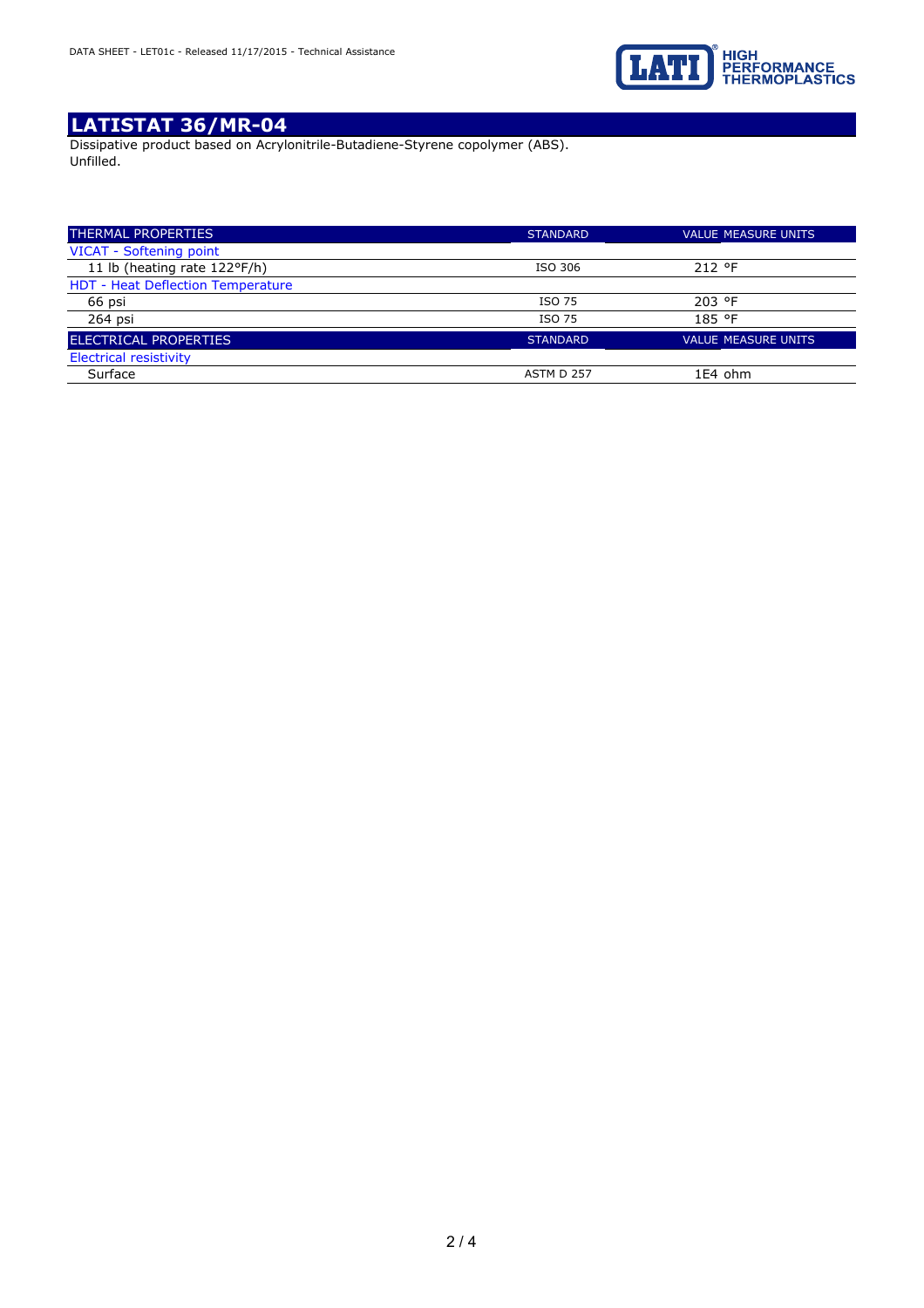# LATISTAT 36/MR-04

Dissipative product based on Acrylonitrile-Butadiene-Styrene copolymer (ABS).
Unfilled.

| THERMAL PROPERTIES | STANDARD | VALUE | MEASURE UNITS |
|---|---|---|---|
| VICAT - Softening point | | | |
| 11 lb (heating rate 122°F/h) | ISO 306 | 212 | °F |
| HDT - Heat Deflection Temperature | | | |
| 66 psi | ISO 75 | 203 | °F |
| 264 psi | ISO 75 | 185 | °F |

| ELECTRICAL PROPERTIES | STANDARD | VALUE | MEASURE UNITS |
|---|---|---|---|
| Electrical resistivity | | | |
| Surface | ASTM D 257 | 1E4 | ohm |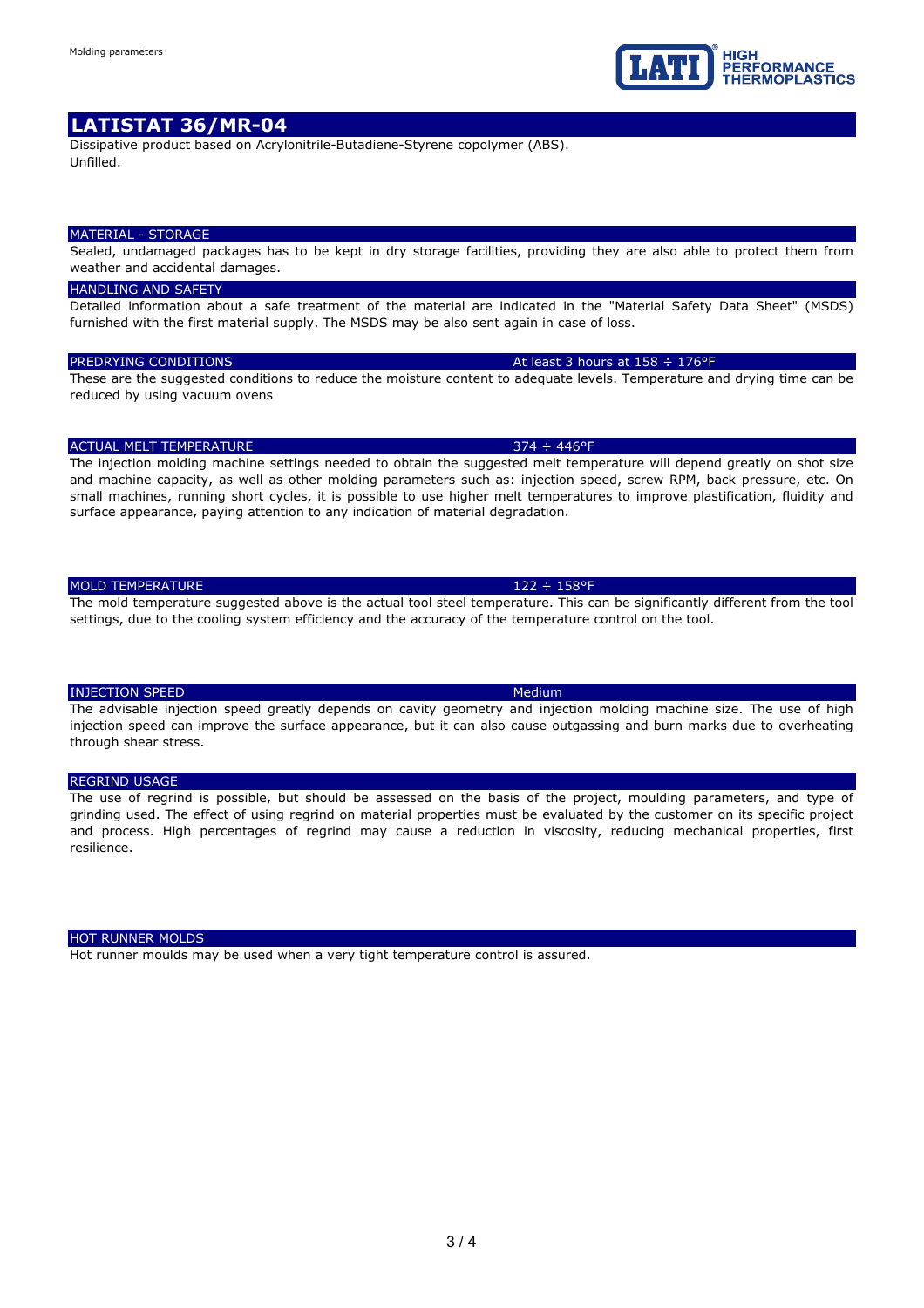# LATISTAT 36/MR-04

Dissipative product based on Acrylonitrile-Butadiene-Styrene copolymer (ABS).
Unfilled.

## MATERIAL - STORAGE

Sealed, undamaged packages has to be kept in dry storage facilities, providing they are also able to protect them from weather and accidental damages.

## HANDLING AND SAFETY

Detailed information about a safe treatment of the material are indicated in the "Material Safety Data Sheet" (MSDS) furnished with the first material supply. The MSDS may be also sent again in case of loss.

## PREDRYING CONDITIONS — At least 3 hours at 158 ÷ 176°F

These are the suggested conditions to reduce the moisture content to adequate levels. Temperature and drying time can be reduced by using vacuum ovens

## ACTUAL MELT TEMPERATURE — 374 ÷ 446°F

The injection molding machine settings needed to obtain the suggested melt temperature will depend greatly on shot size and machine capacity, as well as other molding parameters such as: injection speed, screw RPM, back pressure, etc. On small machines, running short cycles, it is possible to use higher melt temperatures to improve plastification, fluidity and surface appearance, paying attention to any indication of material degradation.

## MOLD TEMPERATURE — 122 ÷ 158°F

The mold temperature suggested above is the actual tool steel temperature. This can be significantly different from the tool settings, due to the cooling system efficiency and the accuracy of the temperature control on the tool.

## INJECTION SPEED — Medium

The advisable injection speed greatly depends on cavity geometry and injection molding machine size. The use of high injection speed can improve the surface appearance, but it can also cause outgassing and burn marks due to overheating through shear stress.

## REGRIND USAGE

The use of regrind is possible, but should be assessed on the basis of the project, moulding parameters, and type of grinding used. The effect of using regrind on material properties must be evaluated by the customer on its specific project and process. High percentages of regrind may cause a reduction in viscosity, reducing mechanical properties, first resilience.

## HOT RUNNER MOLDS

Hot runner moulds may be used when a very tight temperature control is assured.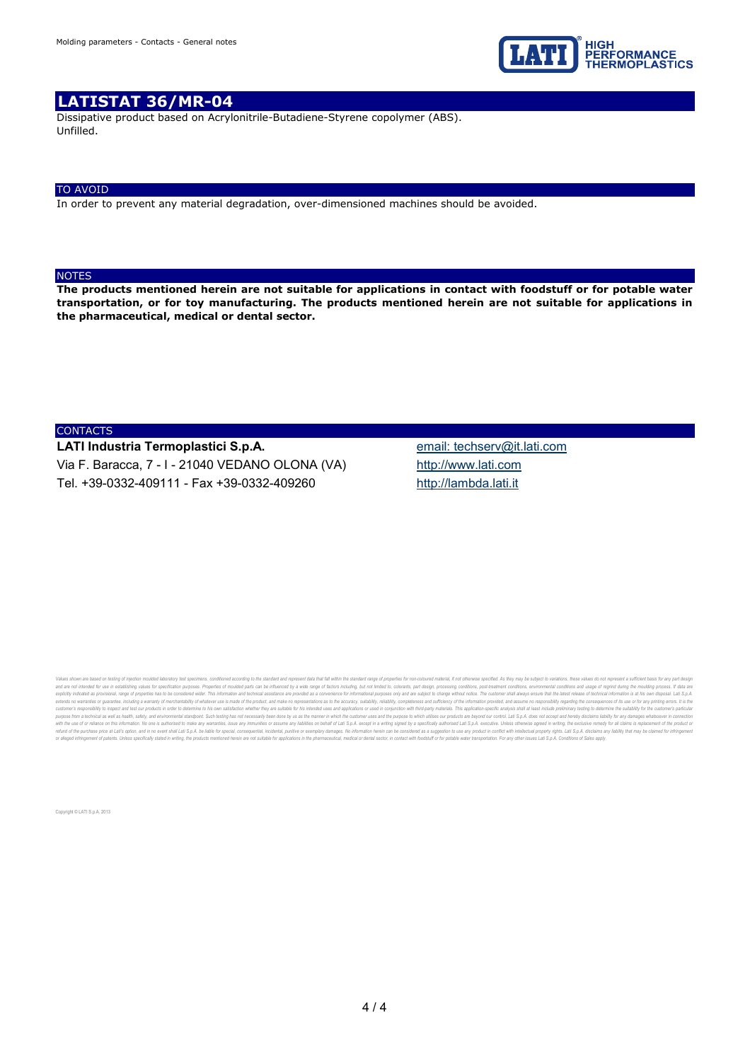# LATISTAT 36/MR-04

Dissipative product based on Acrylonitrile-Butadiene-Styrene copolymer (ABS).
Unfilled.

## TO AVOID

In order to prevent any material degradation, over-dimensioned machines should be avoided.

## NOTES

**The products mentioned herein are not suitable for applications in contact with foodstuff or for potable water transportation, or for toy manufacturing. The products mentioned herein are not suitable for applications in the pharmaceutical, medical or dental sector.**

## CONTACTS

**LATI Industria Termoplastici S.p.A.**
Via F. Baracca, 7 - I - 21040 VEDANO OLONA (VA)
Tel. +39-0332-409111 - Fax +39-0332-409260

email: techserv@it.lati.com
http://www.lati.com
http://lambda.lati.it

*Values shown are based on testing of injection moulded laboratory test specimens, conditioned according to the standard and represent data that fall within the standard range of properties for non-coloured material, if not otherwise specified. As they may be subject to variations, these values do not represent a sufficient basis for any part design and are not intended for use in establishing values for specification purposes. Properties of moulded parts can be influenced by a wide range of factors including, but not limited to, colorants, part design, processing conditions, post-treatment conditions, environmental conditions and usage of regrind during the moulding process. If data are explicitly indicated as provisional, range of properties has to be considered wider. This information and technical assistance are provided as a convenience for informational purposes only and are subject to change without notice. The customer shall always ensure that the latest release of technical information is at his own disposal. Lati S.p.A. extends no warranties or guarantee, including a warranty of merchantability of whatever use is made of the product, and make no representations as to the accuracy, suitability, reliability, completeness and sufficiency of the information provided, and assume no responsibility regarding the consequences of its use or for any printing errors. It is the customer's responsibility to inspect and test our products in order to determine to his own satisfaction whether they are suitable for his intended uses and applications or used in conjunction with third-party materials. This application-specific analysis shall at least include preliminary testing to determine the suitability for the customer's particular purpose from a technical as well as health, safety, and environmental standpoint. Such testing has not necessarily been done by us as the manner in which the customer uses and the purpose to which utilises our products are beyond our control. Lati S.p.A. does not accept and hereby disclaims liability for any damages whatsoever in connection with the use of or reliance on this information. No one is authorised to make any warranties, issue any immunities or assume any liabilities on behalf of Lati S.p.A. except in a writing signed by a specifically authorised Lati S.p.A. executive. Unless otherwise agreed in writing, the exclusive remedy for all claims is replacement of the product or refund of the purchase price at Lati's option, and in no event shall Lati S.p.A. be liable for special, consequential, incidental, punitive or exemplary damages. No information herein can be considered as a suggestion to use any product in conflict with intellectual property rights. Lati S.p.A. disclaims any liability that may be claimed for infringement or alleged infringement of patents. Unless specifically stated in writing, the products mentioned herein are not suitable for applications in the pharmaceutical, medical or dental sector, in contact with foodstuff or for potable water transportation. For any other issues Lati S.p.A. Conditions of Sales apply.*

Copyright © LATI S.p.A. 2013